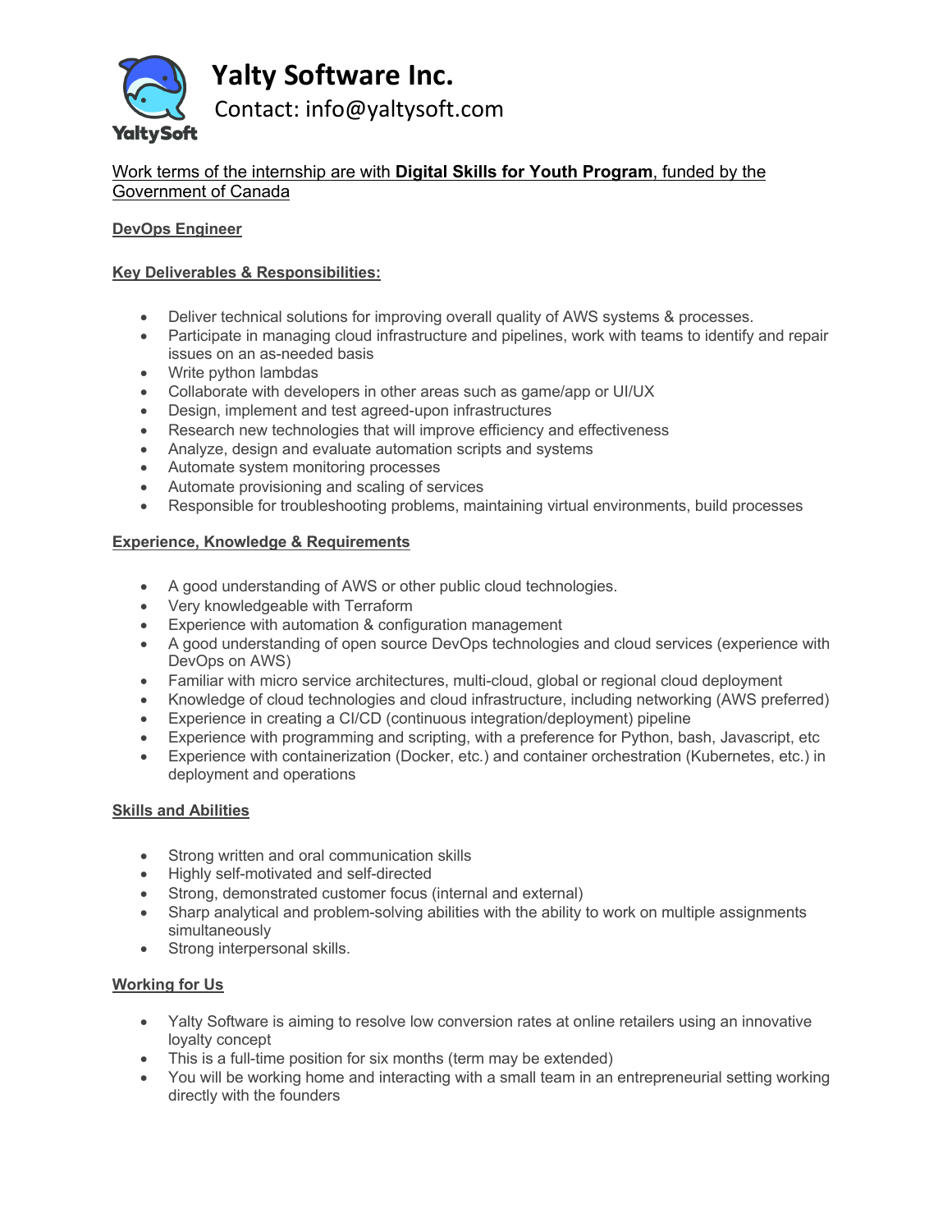# Yalty Software Inc.

Contact: info@yaltysoft.com

Work terms of the internship are with **Digital Skills for Youth Program**, funded by the Government of Canada

## DevOps Engineer

### Key Deliverables & Responsibilities:

- Deliver technical solutions for improving overall quality of AWS systems & processes.
- Participate in managing cloud infrastructure and pipelines, work with teams to identify and repair issues on an as-needed basis
- Write python lambdas
- Collaborate with developers in other areas such as game/app or UI/UX
- Design, implement and test agreed-upon infrastructures
- Research new technologies that will improve efficiency and effectiveness
- Analyze, design and evaluate automation scripts and systems
- Automate system monitoring processes
- Automate provisioning and scaling of services
- Responsible for troubleshooting problems, maintaining virtual environments, build processes

### Experience, Knowledge & Requirements

- A good understanding of AWS or other public cloud technologies.
- Very knowledgeable with Terraform
- Experience with automation & configuration management
- A good understanding of open source DevOps technologies and cloud services (experience with DevOps on AWS)
- Familiar with micro service architectures, multi-cloud, global or regional cloud deployment
- Knowledge of cloud technologies and cloud infrastructure, including networking (AWS preferred)
- Experience in creating a CI/CD (continuous integration/deployment) pipeline
- Experience with programming and scripting, with a preference for Python, bash, Javascript, etc
- Experience with containerization (Docker, etc.) and container orchestration (Kubernetes, etc.) in deployment and operations

### Skills and Abilities

- Strong written and oral communication skills
- Highly self-motivated and self-directed
- Strong, demonstrated customer focus (internal and external)
- Sharp analytical and problem-solving abilities with the ability to work on multiple assignments simultaneously
- Strong interpersonal skills.

### Working for Us

- Yalty Software is aiming to resolve low conversion rates at online retailers using an innovative loyalty concept
- This is a full-time position for six months (term may be extended)
- You will be working home and interacting with a small team in an entrepreneurial setting working directly with the founders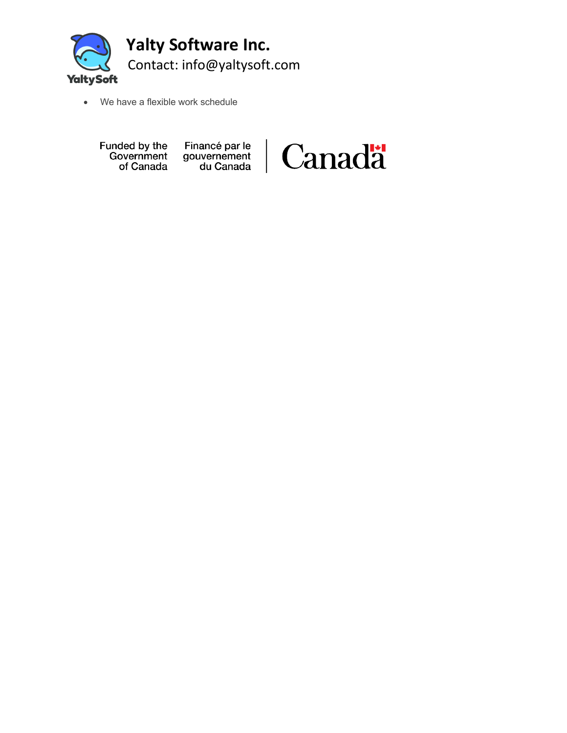**Yalty Software Inc.**

Contact: info@yaltysoft.com

- We have a flexible work schedule

Funded by the Government of Canada

Financé par le gouvernement du Canada

Canada